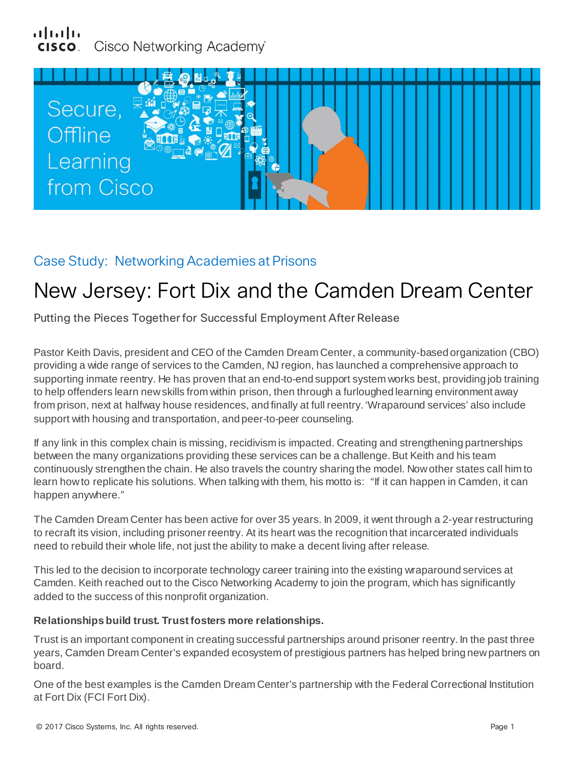Cisco Networking Academy

Secure, Offline Learning from Cisco

Case Study: Networking Academies at Prisons

# New Jersey: Fort Dix and the Camden Dream Center

Putting the Pieces Together for Successful Employment After Release

Pastor Keith Davis, president and CEO of the Camden Dream Center, a community-based organization (CBO) providing a wide range of services to the Camden, NJ region, has launched a comprehensive approach to supporting inmate reentry. He has proven that an end-to-end support system works best, providing job training to help offenders learn new skills from within prison, then through a furloughed learning environment away from prison, next at halfway house residences, and finally at full reentry. 'Wraparound services' also include support with housing and transportation, and peer-to-peer counseling.

If any link in this complex chain is missing, recidivism is impacted. Creating and strengthening partnerships between the many organizations providing these services can be a challenge. But Keith and his team continuously strengthen the chain. He also travels the country sharing the model. Now other states call him to learn how to replicate his solutions. When talking with them, his motto is: "If it can happen in Camden, it can happen anywhere."

The Camden Dream Center has been active for over 35 years. In 2009, it went through a 2-year restructuring to recraft its vision, including prisoner reentry. At its heart was the recognition that incarcerated individuals need to rebuild their whole life, not just the ability to make a decent living after release.

This led to the decision to incorporate technology career training into the existing wraparound services at Camden. Keith reached out to the Cisco Networking Academy to join the program, which has significantly added to the success of this nonprofit organization.

**Relationships build trust. Trust fosters more relationships.**

Trust is an important component in creating successful partnerships around prisoner reentry. In the past three years, Camden Dream Center's expanded ecosystem of prestigious partners has helped bring new partners on board.

One of the best examples is the Camden Dream Center's partnership with the Federal Correctional Institution at Fort Dix (FCI Fort Dix).

© 2017 Cisco Systems, Inc. All rights reserved.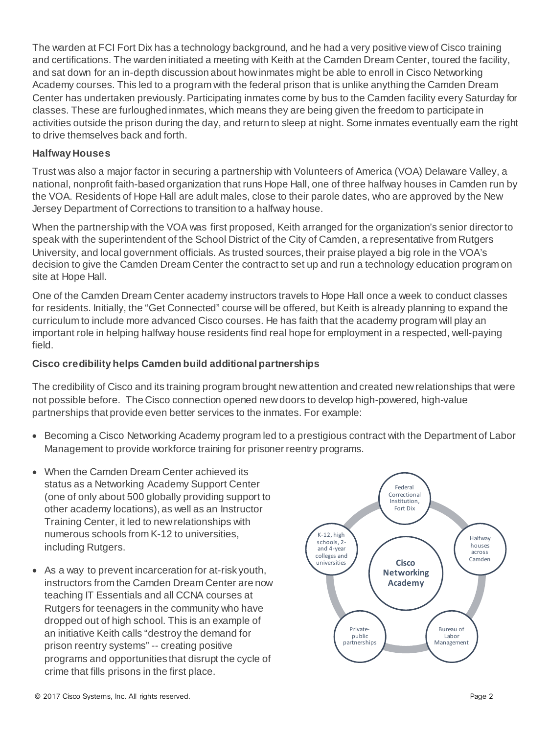The warden at FCI Fort Dix has a technology background, and he had a very positive view of Cisco training and certifications. The warden initiated a meeting with Keith at the Camden Dream Center, toured the facility, and sat down for an in-depth discussion about how inmates might be able to enroll in Cisco Networking Academy courses. This led to a program with the federal prison that is unlike anything the Camden Dream Center has undertaken previously. Participating inmates come by bus to the Camden facility every Saturday for classes. These are furloughed inmates, which means they are being given the freedom to participate in activities outside the prison during the day, and return to sleep at night. Some inmates eventually earn the right to drive themselves back and forth.

### Halfway Houses

Trust was also a major factor in securing a partnership with Volunteers of America (VOA) Delaware Valley, a national, nonprofit faith-based organization that runs Hope Hall, one of three halfway houses in Camden run by the VOA. Residents of Hope Hall are adult males, close to their parole dates, who are approved by the New Jersey Department of Corrections to transition to a halfway house.

When the partnership with the VOA was first proposed, Keith arranged for the organization's senior director to speak with the superintendent of the School District of the City of Camden, a representative from Rutgers University, and local government officials. As trusted sources, their praise played a big role in the VOA's decision to give the Camden Dream Center the contract to set up and run a technology education program on site at Hope Hall.

One of the Camden Dream Center academy instructors travels to Hope Hall once a week to conduct classes for residents. Initially, the "Get Connected" course will be offered, but Keith is already planning to expand the curriculum to include more advanced Cisco courses. He has faith that the academy program will play an important role in helping halfway house residents find real hope for employment in a respected, well-paying field.

### Cisco credibility helps Camden build additional partnerships

The credibility of Cisco and its training program brought new attention and created new relationships that were not possible before. The Cisco connection opened new doors to develop high-powered, high-value partnerships that provide even better services to the inmates. For example:

- Becoming a Cisco Networking Academy program led to a prestigious contract with the Department of Labor Management to provide workforce training for prisoner reentry programs.
- When the Camden Dream Center achieved its status as a Networking Academy Support Center (one of only about 500 globally providing support to other academy locations), as well as an Instructor Training Center, it led to new relationships with numerous schools from K-12 to universities, including Rutgers.
- As a way to prevent incarceration for at-risk youth, instructors from the Camden Dream Center are now teaching IT Essentials and all CCNA courses at Rutgers for teenagers in the community who have dropped out of high school. This is an example of an initiative Keith calls "destroy the demand for prison reentry systems" -- creating positive programs and opportunities that disrupt the cycle of crime that fills prisons in the first place.

Cisco Networking Academy

- Federal Correctional Institution, Fort Dix
- Halfway houses across Camden
- Bureau of Labor Management
- Private-public partnerships
- K-12, high schools, 2- and 4-year colleges and universities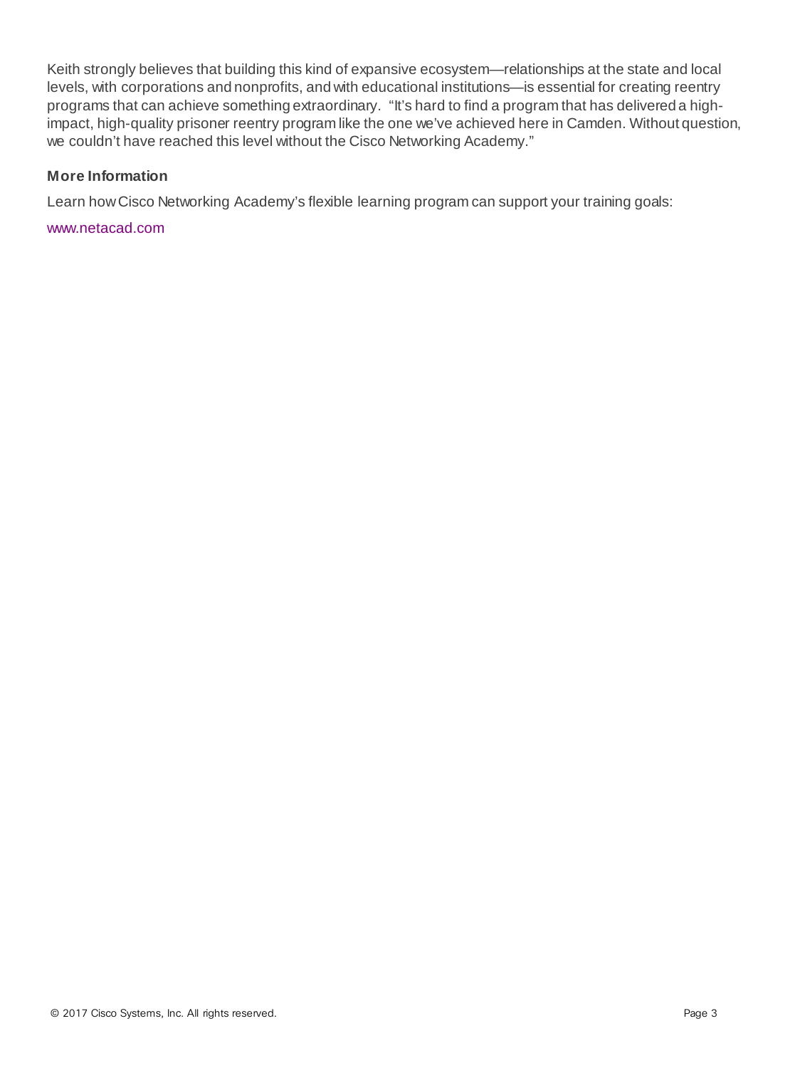Keith strongly believes that building this kind of expansive ecosystem—relationships at the state and local levels, with corporations and nonprofits, and with educational institutions—is essential for creating reentry programs that can achieve something extraordinary. "It's hard to find a program that has delivered a high-impact, high-quality prisoner reentry program like the one we've achieved here in Camden. Without question, we couldn't have reached this level without the Cisco Networking Academy."

### More Information

Learn how Cisco Networking Academy's flexible learning program can support your training goals:

www.netacad.com